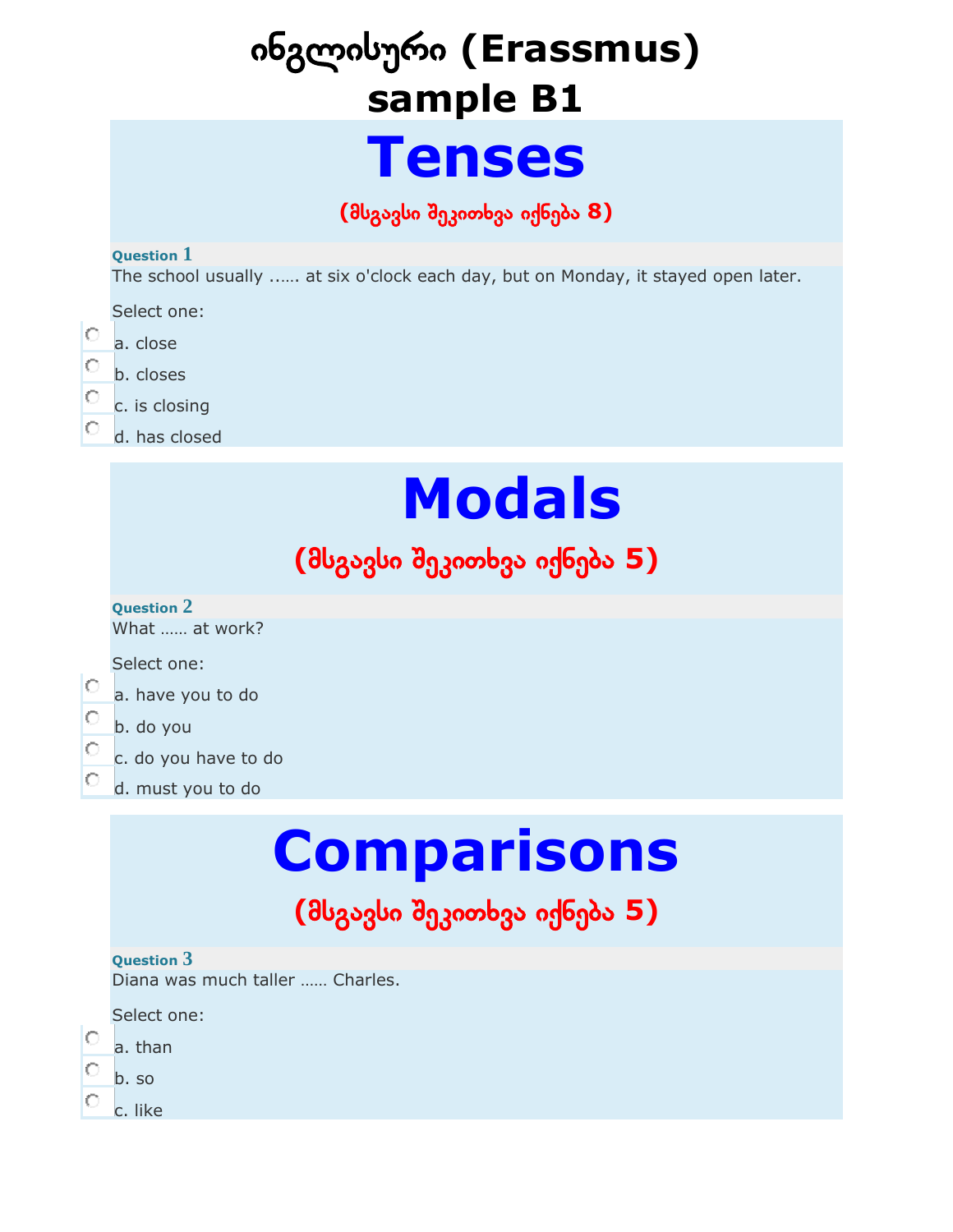# ინგლისური (Erassmus) sample B1

## Tenses

**(მსგავსი შეკითხვა იქნება 8)**

**Question 1**

The school usually …... at six o'clock each day, but on Monday, it stayed open later.

Select one:

- a. close
- b. closes
- c. is closing
- d. has closed

## Modals

**(მსგავსი შეკითხვა იქნება 5)**

**Question 2**

What …... at work?

Select one:

- a. have you to do
- b. do you
- c. do you have to do
- d. must you to do

## Comparisons

**(მსგავსი შეკითხვა იქნება 5)**

**Question 3**

Diana was much taller …... Charles.

Select one:

- a. than
- b. so
- c. like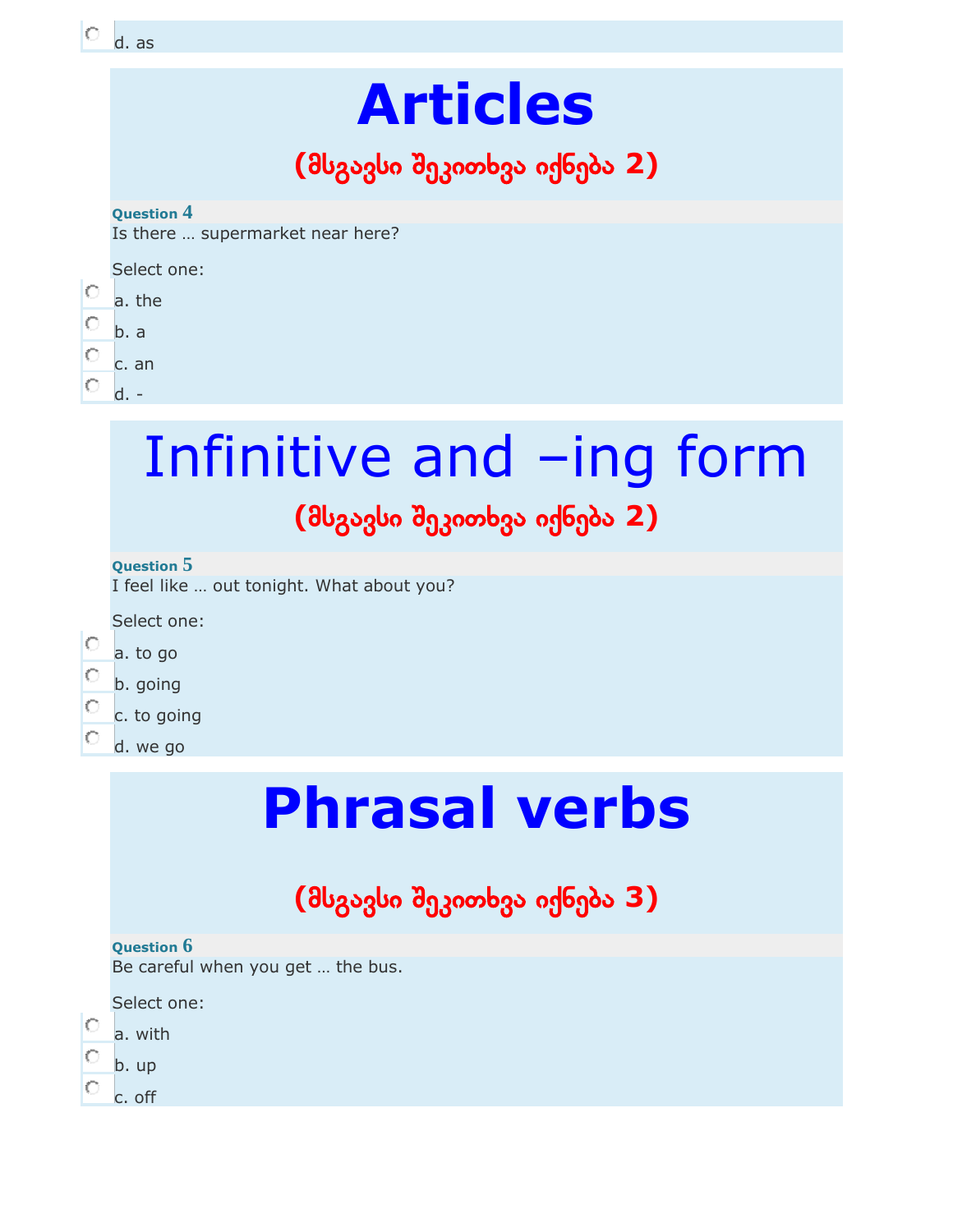d. as

# Articles

## (მსგავსი შეკითხვა იქნება 2)

**Question 4**

Is there … supermarket near here?

Select one:

a. the

b. a

c. an

d. -

# Infinitive and –ing form

## (მსგავსი შეკითხვა იქნება 2)

**Question 5**

I feel like … out tonight. What about you?

Select one:

a. to go

b. going

c. to going

d. we go

# Phrasal verbs

## (მსგავსი შეკითხვა იქნება 3)

**Question 6**

Be careful when you get … the bus.

Select one:

a. with

b. up

c. off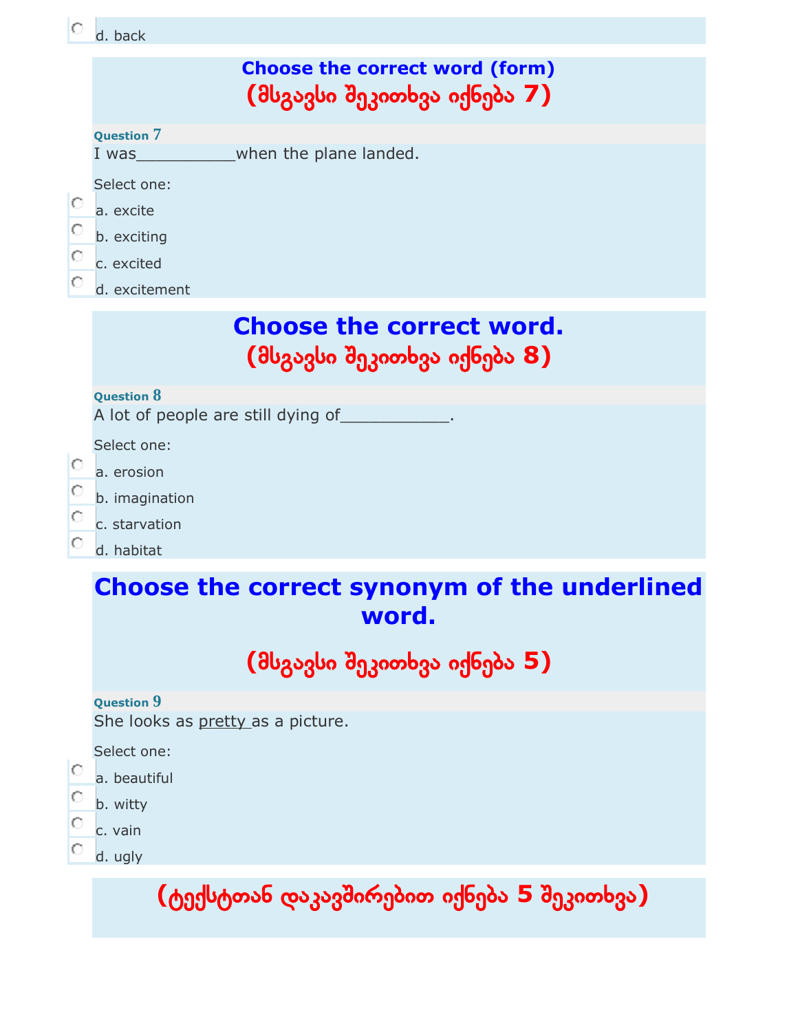d. back

## Choose the correct word (form)

**(მსგავსი შეკითხვა იქნება 7)**

**Question 7**

I was___________when the plane landed.

Select one:

- a. excite
- b. exciting
- c. excited
- d. excitement

## Choose the correct word.

**(მსგავსი შეკითხვა იქნება 8)**

**Question 8**

A lot of people are still dying of____________.

Select one:

- a. erosion
- b. imagination
- c. starvation
- d. habitat

## Choose the correct synonym of the underlined word.

**(მსგავსი შეკითხვა იქნება 5)**

**Question 9**

She looks as <u>pretty</u> as a picture.

Select one:

- a. beautiful
- b. witty
- c. vain
- d. ugly

**(ტექსტთან დაკავშირებით იქნება 5 შეკითხვა)**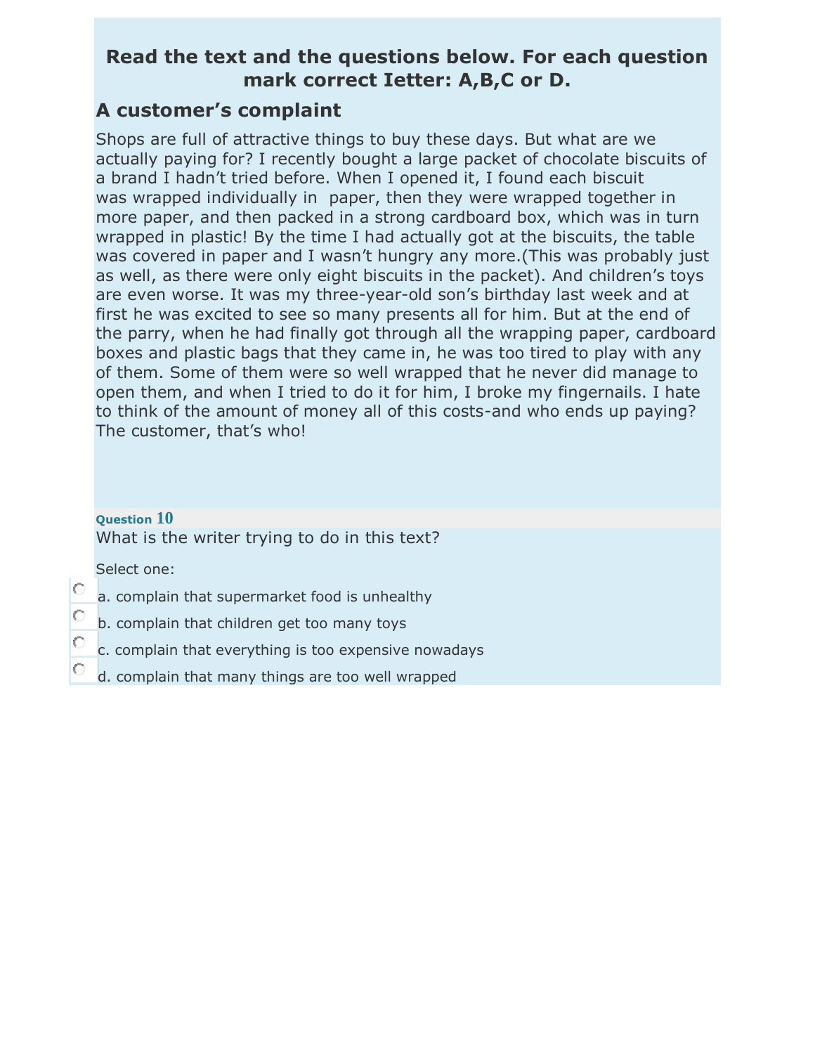**Read the text and the questions below. For each question mark correct Ietter: A,B,C or D.**

## A customer's complaint

Shops are full of attractive things to buy these days. But what are we actually paying for? I recently bought a large packet of chocolate biscuits of a brand I hadn't tried before. When I opened it, I found each biscuit was wrapped individually in paper, then they were wrapped together in more paper, and then packed in a strong cardboard box, which was in turn wrapped in plastic! By the time I had actually got at the biscuits, the table was covered in paper and I wasn't hungry any more.(This was probably just as well, as there were only eight biscuits in the packet). And children's toys are even worse. It was my three-year-old son's birthday last week and at first he was excited to see so many presents all for him. But at the end of the parry, when he had finally got through all the wrapping paper, cardboard boxes and plastic bags that they came in, he was too tired to play with any of them. Some of them were so well wrapped that he never did manage to open them, and when I tried to do it for him, I broke my fingernails. I hate to think of the amount of money all of this costs-and who ends up paying? The customer, that's who!

Question 10

What is the writer trying to do in this text?

Select one:

- a. complain that supermarket food is unhealthy
- b. complain that children get too many toys
- c. complain that everything is too expensive nowadays
- d. complain that many things are too well wrapped